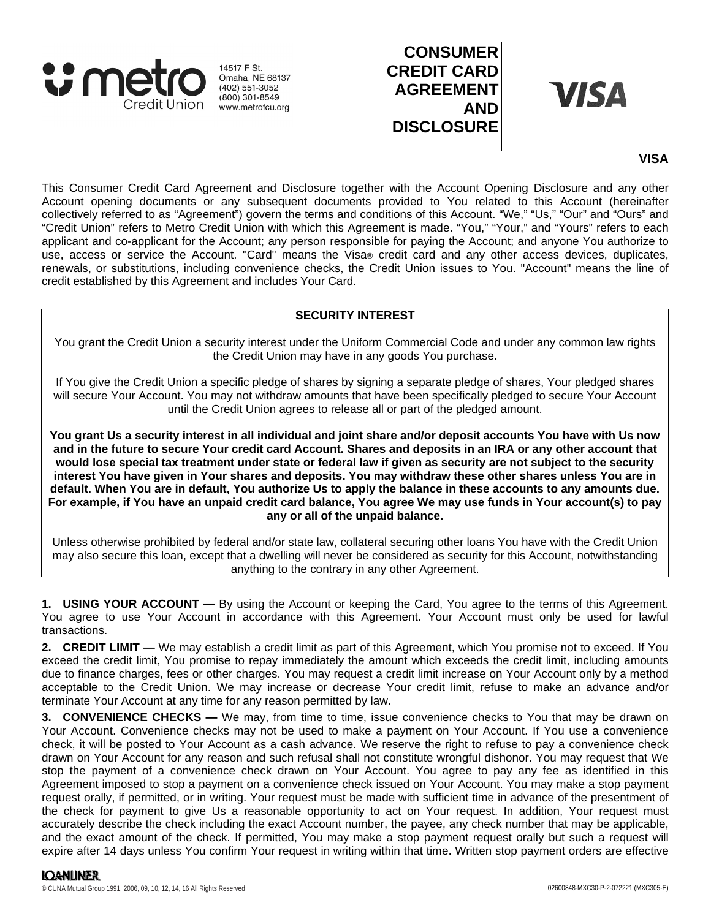metro Credit Union

14517 F St.
Omaha, NE 68137
(402) 551-3052
(800) 301-8549
www.metrofcu.org

# CONSUMER CREDIT CARD AGREEMENT AND DISCLOSURE

VISA

**VISA**

This Consumer Credit Card Agreement and Disclosure together with the Account Opening Disclosure and any other Account opening documents or any subsequent documents provided to You related to this Account (hereinafter collectively referred to as "Agreement") govern the terms and conditions of this Account. "We," "Us," "Our" and "Ours" and "Credit Union" refers to Metro Credit Union with which this Agreement is made. "You," "Your," and "Yours" refers to each applicant and co-applicant for the Account; any person responsible for paying the Account; and anyone You authorize to use, access or service the Account. "Card" means the Visa® credit card and any other access devices, duplicates, renewals, or substitutions, including convenience checks, the Credit Union issues to You. "Account" means the line of credit established by this Agreement and includes Your Card.

## SECURITY INTEREST

You grant the Credit Union a security interest under the Uniform Commercial Code and under any common law rights the Credit Union may have in any goods You purchase.

If You give the Credit Union a specific pledge of shares by signing a separate pledge of shares, Your pledged shares will secure Your Account. You may not withdraw amounts that have been specifically pledged to secure Your Account until the Credit Union agrees to release all or part of the pledged amount.

**You grant Us a security interest in all individual and joint share and/or deposit accounts You have with Us now and in the future to secure Your credit card Account. Shares and deposits in an IRA or any other account that would lose special tax treatment under state or federal law if given as security are not subject to the security interest You have given in Your shares and deposits. You may withdraw these other shares unless You are in default. When You are in default, You authorize Us to apply the balance in these accounts to any amounts due. For example, if You have an unpaid credit card balance, You agree We may use funds in Your account(s) to pay any or all of the unpaid balance.**

Unless otherwise prohibited by federal and/or state law, collateral securing other loans You have with the Credit Union may also secure this loan, except that a dwelling will never be considered as security for this Account, notwithstanding anything to the contrary in any other Agreement.

**1. USING YOUR ACCOUNT —** By using the Account or keeping the Card, You agree to the terms of this Agreement. You agree to use Your Account in accordance with this Agreement. Your Account must only be used for lawful transactions.

**2. CREDIT LIMIT —** We may establish a credit limit as part of this Agreement, which You promise not to exceed. If You exceed the credit limit, You promise to repay immediately the amount which exceeds the credit limit, including amounts due to finance charges, fees or other charges. You may request a credit limit increase on Your Account only by a method acceptable to the Credit Union. We may increase or decrease Your credit limit, refuse to make an advance and/or terminate Your Account at any time for any reason permitted by law.

**3. CONVENIENCE CHECKS —** We may, from time to time, issue convenience checks to You that may be drawn on Your Account. Convenience checks may not be used to make a payment on Your Account. If You use a convenience check, it will be posted to Your Account as a cash advance. We reserve the right to refuse to pay a convenience check drawn on Your Account for any reason and such refusal shall not constitute wrongful dishonor. You may request that We stop the payment of a convenience check drawn on Your Account. You agree to pay any fee as identified in this Agreement imposed to stop a payment on a convenience check issued on Your Account. You may make a stop payment request orally, if permitted, or in writing. Your request must be made with sufficient time in advance of the presentment of the check for payment to give Us a reasonable opportunity to act on Your request. In addition, Your request must accurately describe the check including the exact Account number, the payee, any check number that may be applicable, and the exact amount of the check. If permitted, You may make a stop payment request orally but such a request will expire after 14 days unless You confirm Your request in writing within that time. Written stop payment orders are effective

LOANLINER.
© CUNA Mutual Group 1991, 2006, 09, 10, 12, 14, 16 All Rights Reserved
02600848-MXC30-P-2-072221 (MXC305-E)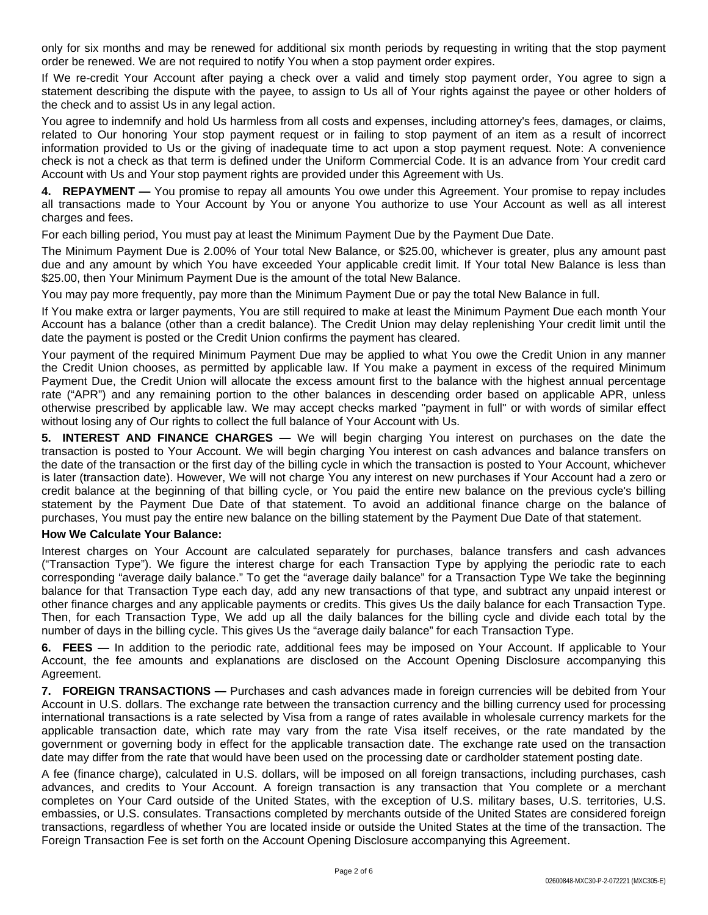only for six months and may be renewed for additional six month periods by requesting in writing that the stop payment order be renewed. We are not required to notify You when a stop payment order expires.

If We re-credit Your Account after paying a check over a valid and timely stop payment order, You agree to sign a statement describing the dispute with the payee, to assign to Us all of Your rights against the payee or other holders of the check and to assist Us in any legal action.

You agree to indemnify and hold Us harmless from all costs and expenses, including attorney's fees, damages, or claims, related to Our honoring Your stop payment request or in failing to stop payment of an item as a result of incorrect information provided to Us or the giving of inadequate time to act upon a stop payment request. Note: A convenience check is not a check as that term is defined under the Uniform Commercial Code. It is an advance from Your credit card Account with Us and Your stop payment rights are provided under this Agreement with Us.

**4. REPAYMENT —** You promise to repay all amounts You owe under this Agreement. Your promise to repay includes all transactions made to Your Account by You or anyone You authorize to use Your Account as well as all interest charges and fees.

For each billing period, You must pay at least the Minimum Payment Due by the Payment Due Date.

The Minimum Payment Due is 2.00% of Your total New Balance, or $25.00, whichever is greater, plus any amount past due and any amount by which You have exceeded Your applicable credit limit. If Your total New Balance is less than $25.00, then Your Minimum Payment Due is the amount of the total New Balance.

You may pay more frequently, pay more than the Minimum Payment Due or pay the total New Balance in full.

If You make extra or larger payments, You are still required to make at least the Minimum Payment Due each month Your Account has a balance (other than a credit balance). The Credit Union may delay replenishing Your credit limit until the date the payment is posted or the Credit Union confirms the payment has cleared.

Your payment of the required Minimum Payment Due may be applied to what You owe the Credit Union in any manner the Credit Union chooses, as permitted by applicable law. If You make a payment in excess of the required Minimum Payment Due, the Credit Union will allocate the excess amount first to the balance with the highest annual percentage rate ("APR") and any remaining portion to the other balances in descending order based on applicable APR, unless otherwise prescribed by applicable law. We may accept checks marked "payment in full" or with words of similar effect without losing any of Our rights to collect the full balance of Your Account with Us.

**5. INTEREST AND FINANCE CHARGES —** We will begin charging You interest on purchases on the date the transaction is posted to Your Account. We will begin charging You interest on cash advances and balance transfers on the date of the transaction or the first day of the billing cycle in which the transaction is posted to Your Account, whichever is later (transaction date). However, We will not charge You any interest on new purchases if Your Account had a zero or credit balance at the beginning of that billing cycle, or You paid the entire new balance on the previous cycle's billing statement by the Payment Due Date of that statement. To avoid an additional finance charge on the balance of purchases, You must pay the entire new balance on the billing statement by the Payment Due Date of that statement.

**How We Calculate Your Balance:**

Interest charges on Your Account are calculated separately for purchases, balance transfers and cash advances ("Transaction Type"). We figure the interest charge for each Transaction Type by applying the periodic rate to each corresponding "average daily balance." To get the "average daily balance" for a Transaction Type We take the beginning balance for that Transaction Type each day, add any new transactions of that type, and subtract any unpaid interest or other finance charges and any applicable payments or credits. This gives Us the daily balance for each Transaction Type. Then, for each Transaction Type, We add up all the daily balances for the billing cycle and divide each total by the number of days in the billing cycle. This gives Us the "average daily balance" for each Transaction Type.

**6. FEES —** In addition to the periodic rate, additional fees may be imposed on Your Account. If applicable to Your Account, the fee amounts and explanations are disclosed on the Account Opening Disclosure accompanying this Agreement.

**7. FOREIGN TRANSACTIONS —** Purchases and cash advances made in foreign currencies will be debited from Your Account in U.S. dollars. The exchange rate between the transaction currency and the billing currency used for processing international transactions is a rate selected by Visa from a range of rates available in wholesale currency markets for the applicable transaction date, which rate may vary from the rate Visa itself receives, or the rate mandated by the government or governing body in effect for the applicable transaction date. The exchange rate used on the transaction date may differ from the rate that would have been used on the processing date or cardholder statement posting date.

A fee (finance charge), calculated in U.S. dollars, will be imposed on all foreign transactions, including purchases, cash advances, and credits to Your Account. A foreign transaction is any transaction that You complete or a merchant completes on Your Card outside of the United States, with the exception of U.S. military bases, U.S. territories, U.S. embassies, or U.S. consulates. Transactions completed by merchants outside of the United States are considered foreign transactions, regardless of whether You are located inside or outside the United States at the time of the transaction. The Foreign Transaction Fee is set forth on the Account Opening Disclosure accompanying this Agreement.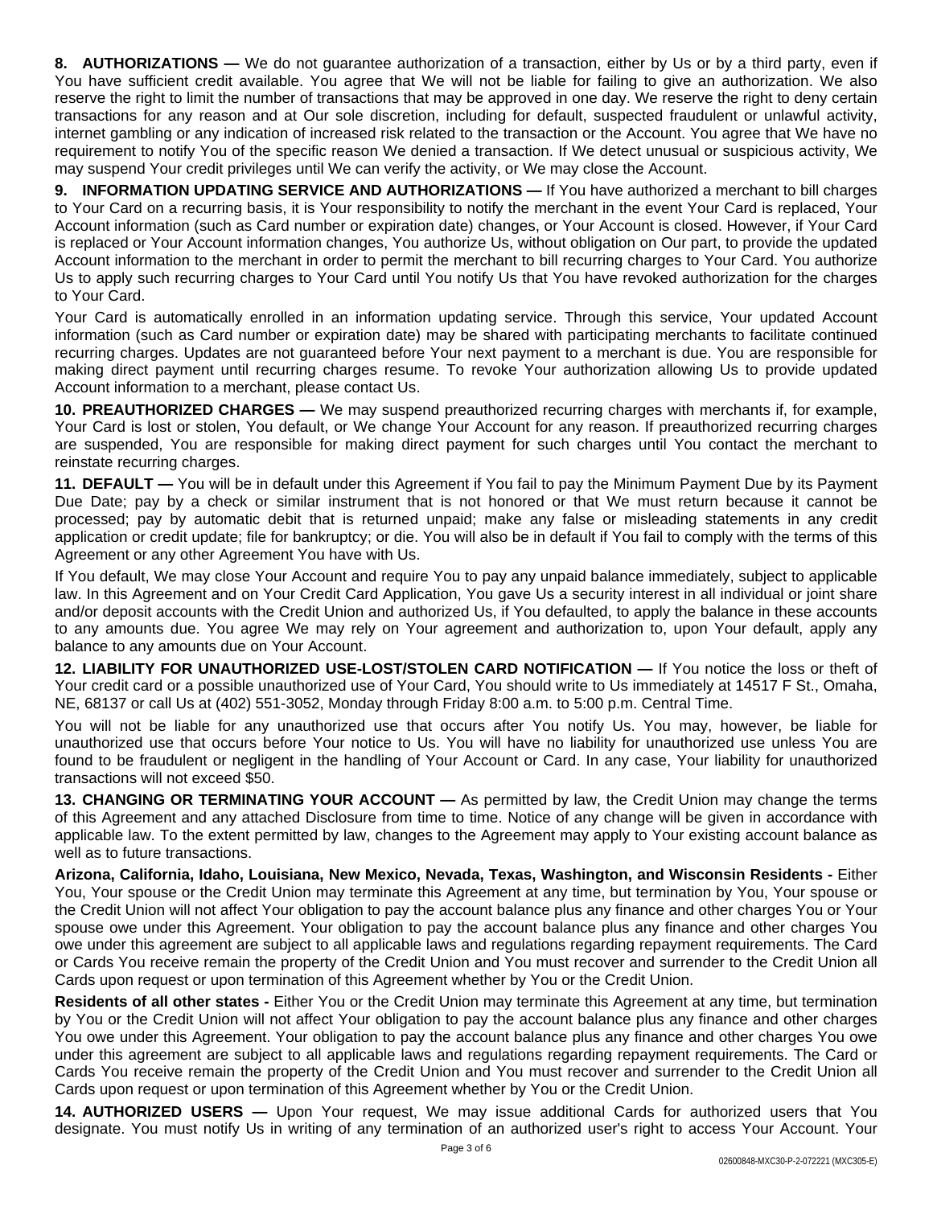**8. AUTHORIZATIONS —** We do not guarantee authorization of a transaction, either by Us or by a third party, even if You have sufficient credit available. You agree that We will not be liable for failing to give an authorization. We also reserve the right to limit the number of transactions that may be approved in one day. We reserve the right to deny certain transactions for any reason and at Our sole discretion, including for default, suspected fraudulent or unlawful activity, internet gambling or any indication of increased risk related to the transaction or the Account. You agree that We have no requirement to notify You of the specific reason We denied a transaction. If We detect unusual or suspicious activity, We may suspend Your credit privileges until We can verify the activity, or We may close the Account.

**9. INFORMATION UPDATING SERVICE AND AUTHORIZATIONS —** If You have authorized a merchant to bill charges to Your Card on a recurring basis, it is Your responsibility to notify the merchant in the event Your Card is replaced, Your Account information (such as Card number or expiration date) changes, or Your Account is closed. However, if Your Card is replaced or Your Account information changes, You authorize Us, without obligation on Our part, to provide the updated Account information to the merchant in order to permit the merchant to bill recurring charges to Your Card. You authorize Us to apply such recurring charges to Your Card until You notify Us that You have revoked authorization for the charges to Your Card.

Your Card is automatically enrolled in an information updating service. Through this service, Your updated Account information (such as Card number or expiration date) may be shared with participating merchants to facilitate continued recurring charges. Updates are not guaranteed before Your next payment to a merchant is due. You are responsible for making direct payment until recurring charges resume. To revoke Your authorization allowing Us to provide updated Account information to a merchant, please contact Us.

**10. PREAUTHORIZED CHARGES —** We may suspend preauthorized recurring charges with merchants if, for example, Your Card is lost or stolen, You default, or We change Your Account for any reason. If preauthorized recurring charges are suspended, You are responsible for making direct payment for such charges until You contact the merchant to reinstate recurring charges.

**11. DEFAULT —** You will be in default under this Agreement if You fail to pay the Minimum Payment Due by its Payment Due Date; pay by a check or similar instrument that is not honored or that We must return because it cannot be processed; pay by automatic debit that is returned unpaid; make any false or misleading statements in any credit application or credit update; file for bankruptcy; or die. You will also be in default if You fail to comply with the terms of this Agreement or any other Agreement You have with Us.

If You default, We may close Your Account and require You to pay any unpaid balance immediately, subject to applicable law. In this Agreement and on Your Credit Card Application, You gave Us a security interest in all individual or joint share and/or deposit accounts with the Credit Union and authorized Us, if You defaulted, to apply the balance in these accounts to any amounts due. You agree We may rely on Your agreement and authorization to, upon Your default, apply any balance to any amounts due on Your Account.

**12. LIABILITY FOR UNAUTHORIZED USE-LOST/STOLEN CARD NOTIFICATION —** If You notice the loss or theft of Your credit card or a possible unauthorized use of Your Card, You should write to Us immediately at 14517 F St., Omaha, NE, 68137 or call Us at (402) 551-3052, Monday through Friday 8:00 a.m. to 5:00 p.m. Central Time.

You will not be liable for any unauthorized use that occurs after You notify Us. You may, however, be liable for unauthorized use that occurs before Your notice to Us. You will have no liability for unauthorized use unless You are found to be fraudulent or negligent in the handling of Your Account or Card. In any case, Your liability for unauthorized transactions will not exceed $50.

**13. CHANGING OR TERMINATING YOUR ACCOUNT —** As permitted by law, the Credit Union may change the terms of this Agreement and any attached Disclosure from time to time. Notice of any change will be given in accordance with applicable law. To the extent permitted by law, changes to the Agreement may apply to Your existing account balance as well as to future transactions.

**Arizona, California, Idaho, Louisiana, New Mexico, Nevada, Texas, Washington, and Wisconsin Residents -** Either You, Your spouse or the Credit Union may terminate this Agreement at any time, but termination by You, Your spouse or the Credit Union will not affect Your obligation to pay the account balance plus any finance and other charges You or Your spouse owe under this Agreement. Your obligation to pay the account balance plus any finance and other charges You owe under this agreement are subject to all applicable laws and regulations regarding repayment requirements. The Card or Cards You receive remain the property of the Credit Union and You must recover and surrender to the Credit Union all Cards upon request or upon termination of this Agreement whether by You or the Credit Union.

**Residents of all other states -** Either You or the Credit Union may terminate this Agreement at any time, but termination by You or the Credit Union will not affect Your obligation to pay the account balance plus any finance and other charges You owe under this Agreement. Your obligation to pay the account balance plus any finance and other charges You owe under this agreement are subject to all applicable laws and regulations regarding repayment requirements. The Card or Cards You receive remain the property of the Credit Union and You must recover and surrender to the Credit Union all Cards upon request or upon termination of this Agreement whether by You or the Credit Union.

**14. AUTHORIZED USERS —** Upon Your request, We may issue additional Cards for authorized users that You designate. You must notify Us in writing of any termination of an authorized user's right to access Your Account. Your

02600848-MXC30-P-2-072221 (MXC305-E)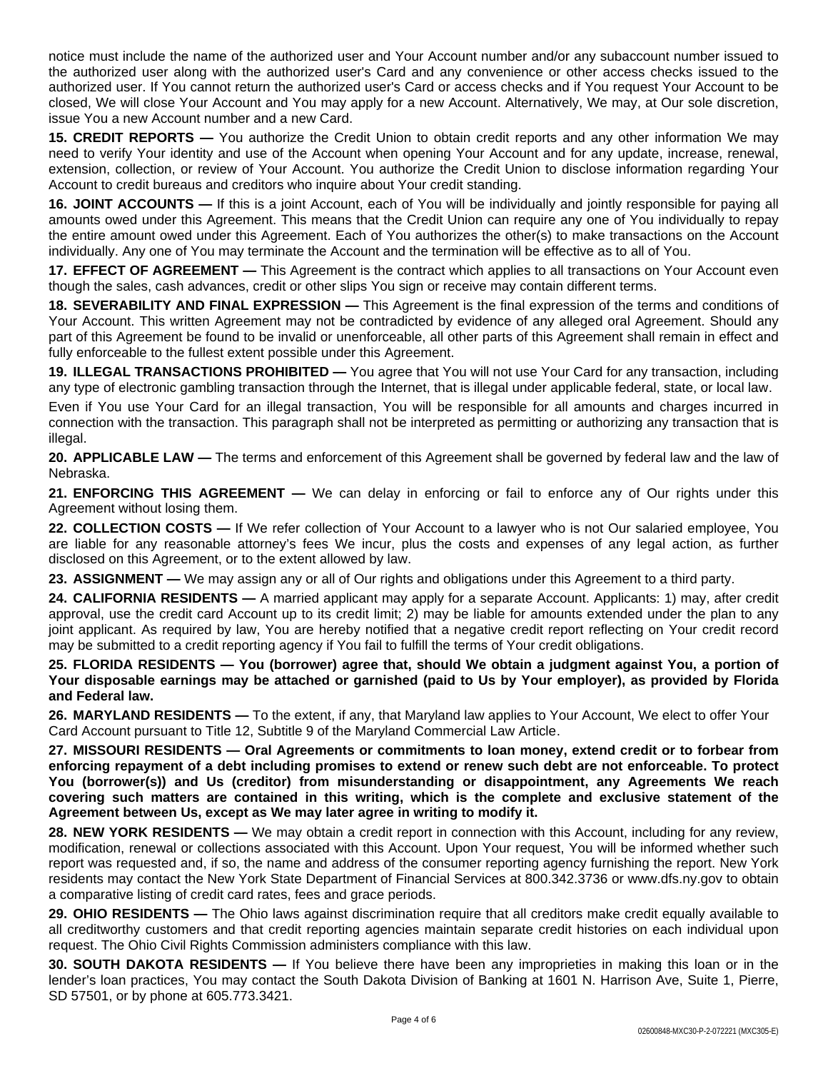notice must include the name of the authorized user and Your Account number and/or any subaccount number issued to the authorized user along with the authorized user's Card and any convenience or other access checks issued to the authorized user. If You cannot return the authorized user's Card or access checks and if You request Your Account to be closed, We will close Your Account and You may apply for a new Account. Alternatively, We may, at Our sole discretion, issue You a new Account number and a new Card.

**15. CREDIT REPORTS —** You authorize the Credit Union to obtain credit reports and any other information We may need to verify Your identity and use of the Account when opening Your Account and for any update, increase, renewal, extension, collection, or review of Your Account. You authorize the Credit Union to disclose information regarding Your Account to credit bureaus and creditors who inquire about Your credit standing.

**16. JOINT ACCOUNTS —** If this is a joint Account, each of You will be individually and jointly responsible for paying all amounts owed under this Agreement. This means that the Credit Union can require any one of You individually to repay the entire amount owed under this Agreement. Each of You authorizes the other(s) to make transactions on the Account individually. Any one of You may terminate the Account and the termination will be effective as to all of You.

**17. EFFECT OF AGREEMENT —** This Agreement is the contract which applies to all transactions on Your Account even though the sales, cash advances, credit or other slips You sign or receive may contain different terms.

**18. SEVERABILITY AND FINAL EXPRESSION —** This Agreement is the final expression of the terms and conditions of Your Account. This written Agreement may not be contradicted by evidence of any alleged oral Agreement. Should any part of this Agreement be found to be invalid or unenforceable, all other parts of this Agreement shall remain in effect and fully enforceable to the fullest extent possible under this Agreement.

**19. ILLEGAL TRANSACTIONS PROHIBITED —** You agree that You will not use Your Card for any transaction, including any type of electronic gambling transaction through the Internet, that is illegal under applicable federal, state, or local law.

Even if You use Your Card for an illegal transaction, You will be responsible for all amounts and charges incurred in connection with the transaction. This paragraph shall not be interpreted as permitting or authorizing any transaction that is illegal.

**20. APPLICABLE LAW —** The terms and enforcement of this Agreement shall be governed by federal law and the law of Nebraska.

**21. ENFORCING THIS AGREEMENT —** We can delay in enforcing or fail to enforce any of Our rights under this Agreement without losing them.

**22. COLLECTION COSTS —** If We refer collection of Your Account to a lawyer who is not Our salaried employee, You are liable for any reasonable attorney's fees We incur, plus the costs and expenses of any legal action, as further disclosed on this Agreement, or to the extent allowed by law.

**23. ASSIGNMENT —** We may assign any or all of Our rights and obligations under this Agreement to a third party.

**24. CALIFORNIA RESIDENTS —** A married applicant may apply for a separate Account. Applicants: 1) may, after credit approval, use the credit card Account up to its credit limit; 2) may be liable for amounts extended under the plan to any joint applicant. As required by law, You are hereby notified that a negative credit report reflecting on Your credit record may be submitted to a credit reporting agency if You fail to fulfill the terms of Your credit obligations.

**25. FLORIDA RESIDENTS — You (borrower) agree that, should We obtain a judgment against You, a portion of Your disposable earnings may be attached or garnished (paid to Us by Your employer), as provided by Florida and Federal law.**

**26. MARYLAND RESIDENTS —** To the extent, if any, that Maryland law applies to Your Account, We elect to offer Your Card Account pursuant to Title 12, Subtitle 9 of the Maryland Commercial Law Article.

**27. MISSOURI RESIDENTS — Oral Agreements or commitments to loan money, extend credit or to forbear from enforcing repayment of a debt including promises to extend or renew such debt are not enforceable. To protect You (borrower(s)) and Us (creditor) from misunderstanding or disappointment, any Agreements We reach covering such matters are contained in this writing, which is the complete and exclusive statement of the Agreement between Us, except as We may later agree in writing to modify it.**

**28. NEW YORK RESIDENTS —** We may obtain a credit report in connection with this Account, including for any review, modification, renewal or collections associated with this Account. Upon Your request, You will be informed whether such report was requested and, if so, the name and address of the consumer reporting agency furnishing the report. New York residents may contact the New York State Department of Financial Services at 800.342.3736 or www.dfs.ny.gov to obtain a comparative listing of credit card rates, fees and grace periods.

**29. OHIO RESIDENTS —** The Ohio laws against discrimination require that all creditors make credit equally available to all creditworthy customers and that credit reporting agencies maintain separate credit histories on each individual upon request. The Ohio Civil Rights Commission administers compliance with this law.

**30. SOUTH DAKOTA RESIDENTS —** If You believe there have been any improprieties in making this loan or in the lender's loan practices, You may contact the South Dakota Division of Banking at 1601 N. Harrison Ave, Suite 1, Pierre, SD 57501, or by phone at 605.773.3421.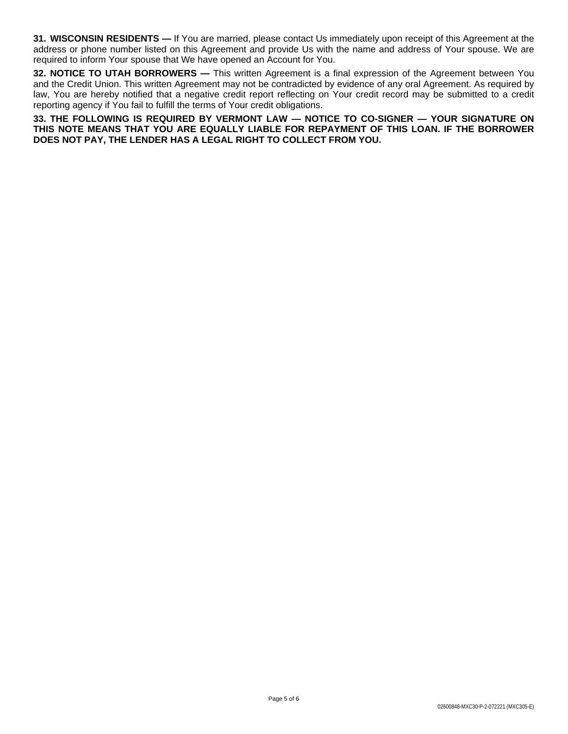**31. WISCONSIN RESIDENTS —** If You are married, please contact Us immediately upon receipt of this Agreement at the address or phone number listed on this Agreement and provide Us with the name and address of Your spouse. We are required to inform Your spouse that We have opened an Account for You.

**32. NOTICE TO UTAH BORROWERS —** This written Agreement is a final expression of the Agreement between You and the Credit Union. This written Agreement may not be contradicted by evidence of any oral Agreement. As required by law, You are hereby notified that a negative credit report reflecting on Your credit record may be submitted to a credit reporting agency if You fail to fulfill the terms of Your credit obligations.

**33. THE FOLLOWING IS REQUIRED BY VERMONT LAW — NOTICE TO CO-SIGNER — YOUR SIGNATURE ON THIS NOTE MEANS THAT YOU ARE EQUALLY LIABLE FOR REPAYMENT OF THIS LOAN. IF THE BORROWER DOES NOT PAY, THE LENDER HAS A LEGAL RIGHT TO COLLECT FROM YOU.**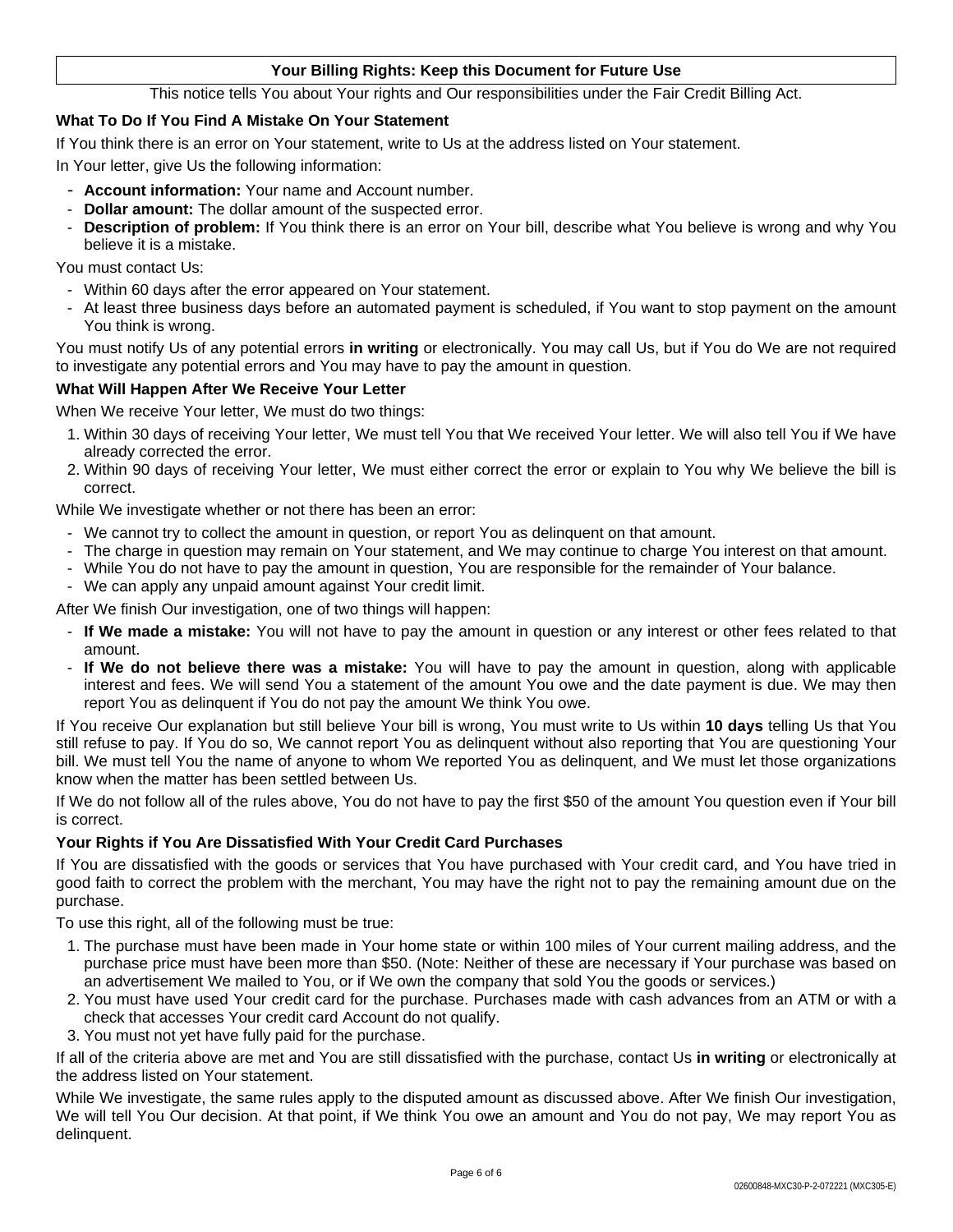## Your Billing Rights: Keep this Document for Future Use

This notice tells You about Your rights and Our responsibilities under the Fair Credit Billing Act.

### What To Do If You Find A Mistake On Your Statement

If You think there is an error on Your statement, write to Us at the address listed on Your statement.

In Your letter, give Us the following information:

- **Account information:** Your name and Account number.
- **Dollar amount:** The dollar amount of the suspected error.
- **Description of problem:** If You think there is an error on Your bill, describe what You believe is wrong and why You believe it is a mistake.

You must contact Us:

- Within 60 days after the error appeared on Your statement.
- At least three business days before an automated payment is scheduled, if You want to stop payment on the amount You think is wrong.

You must notify Us of any potential errors **in writing** or electronically. You may call Us, but if You do We are not required to investigate any potential errors and You may have to pay the amount in question.

### What Will Happen After We Receive Your Letter

When We receive Your letter, We must do two things:

1. Within 30 days of receiving Your letter, We must tell You that We received Your letter. We will also tell You if We have already corrected the error.
2. Within 90 days of receiving Your letter, We must either correct the error or explain to You why We believe the bill is correct.

While We investigate whether or not there has been an error:

- We cannot try to collect the amount in question, or report You as delinquent on that amount.
- The charge in question may remain on Your statement, and We may continue to charge You interest on that amount.
- While You do not have to pay the amount in question, You are responsible for the remainder of Your balance.
- We can apply any unpaid amount against Your credit limit.

After We finish Our investigation, one of two things will happen:

- **If We made a mistake:** You will not have to pay the amount in question or any interest or other fees related to that amount.
- **If We do not believe there was a mistake:** You will have to pay the amount in question, along with applicable interest and fees. We will send You a statement of the amount You owe and the date payment is due. We may then report You as delinquent if You do not pay the amount We think You owe.

If You receive Our explanation but still believe Your bill is wrong, You must write to Us within **10 days** telling Us that You still refuse to pay. If You do so, We cannot report You as delinquent without also reporting that You are questioning Your bill. We must tell You the name of anyone to whom We reported You as delinquent, and We must let those organizations know when the matter has been settled between Us.

If We do not follow all of the rules above, You do not have to pay the first $50 of the amount You question even if Your bill is correct.

### Your Rights if You Are Dissatisfied With Your Credit Card Purchases

If You are dissatisfied with the goods or services that You have purchased with Your credit card, and You have tried in good faith to correct the problem with the merchant, You may have the right not to pay the remaining amount due on the purchase.

To use this right, all of the following must be true:

1. The purchase must have been made in Your home state or within 100 miles of Your current mailing address, and the purchase price must have been more than $50. (Note: Neither of these are necessary if Your purchase was based on an advertisement We mailed to You, or if We own the company that sold You the goods or services.)
2. You must have used Your credit card for the purchase. Purchases made with cash advances from an ATM or with a check that accesses Your credit card Account do not qualify.
3. You must not yet have fully paid for the purchase.

If all of the criteria above are met and You are still dissatisfied with the purchase, contact Us **in writing** or electronically at the address listed on Your statement.

While We investigate, the same rules apply to the disputed amount as discussed above. After We finish Our investigation, We will tell You Our decision. At that point, if We think You owe an amount and You do not pay, We may report You as delinquent.

02600848-MXC30-P-2-072221 (MXC305-E)